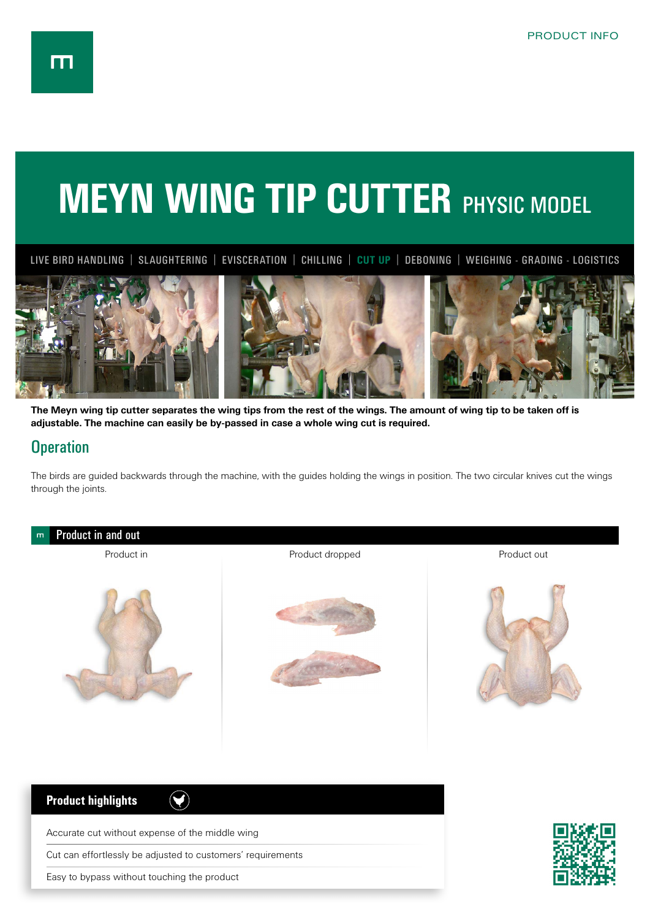PRODUCT INFO

# MEYN WING TIP CUTTER PHYSIC MODEL

LIVE BIRD HANDLING | SLAUGHTERING | EVISCERATION | CHILLING | **CUT UP** | DEBONING | WEIGHING - GRADING - LOGISTICS

**The Meyn wing tip cutter separates the wing tips from the rest of the wings. The amount of wing tip to be taken off is adjustable. The machine can easily be by-passed in case a whole wing cut is required.**

## Operation

The birds are guided backwards through the machine, with the guides holding the wings in position. The two circular knives cut the wings through the joints.

### Product in and out

Product in

Product dropped

Product out

### Product highlights

- Accurate cut without expense of the middle wing
- Cut can effortlessly be adjusted to customers' requirements
- Easy to bypass without touching the product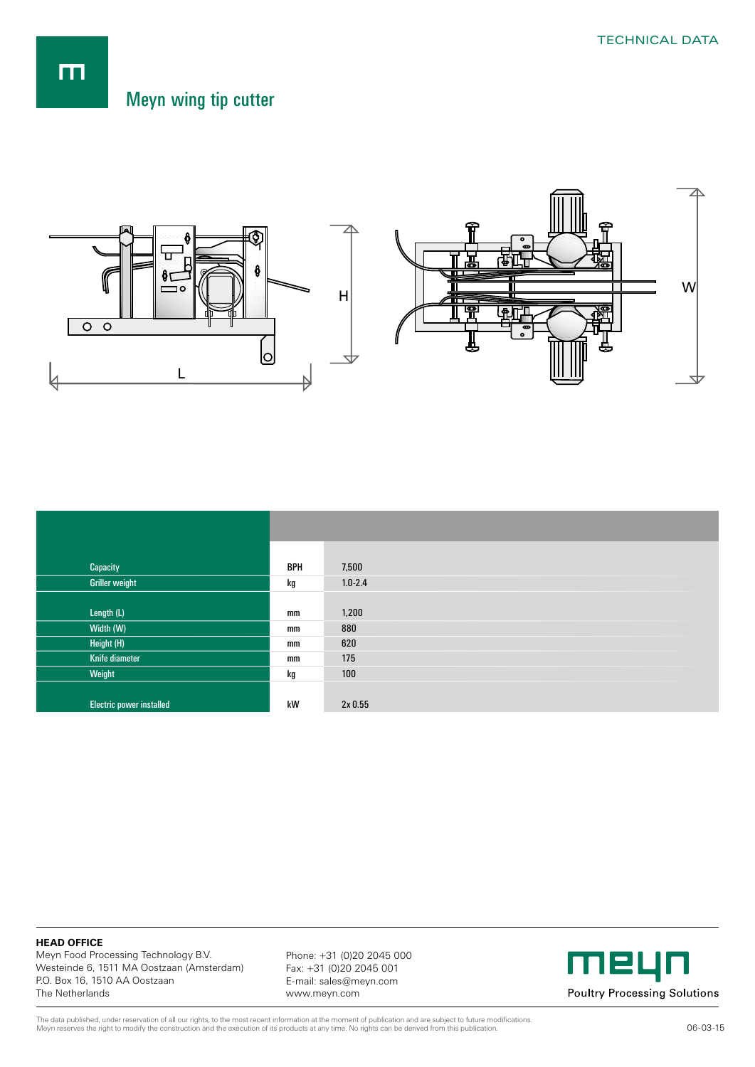TECHNICAL DATA

# Meyn wing tip cutter

L

H

W

| | | |
|---|---|---|
| Capacity | BPH | 7,500 |
| Griller weight | kg | 1.0-2.4 |
| Length (L) | mm | 1,200 |
| Width (W) | mm | 880 |
| Height (H) | mm | 620 |
| Knife diameter | mm | 175 |
| Weight | kg | 100 |
| Electric power installed | kW | 2x 0.55 |

**HEAD OFFICE**
Meyn Food Processing Technology B.V.
Westeinde 6, 1511 MA Oostzaan (Amsterdam)
P.O. Box 16, 1510 AA Oostzaan
The Netherlands

Phone: +31 (0)20 2045 000
Fax: +31 (0)20 2045 001
E-mail: sales@meyn.com
www.meyn.com

meyn
Poultry Processing Solutions

The data published, under reservation of all our rights, to the most recent information at the moment of publication and are subject to future modifications.
Meyn reserves the right to modify the construction and the execution of its products at any time. No rights can be derived from this publication.

06-03-15